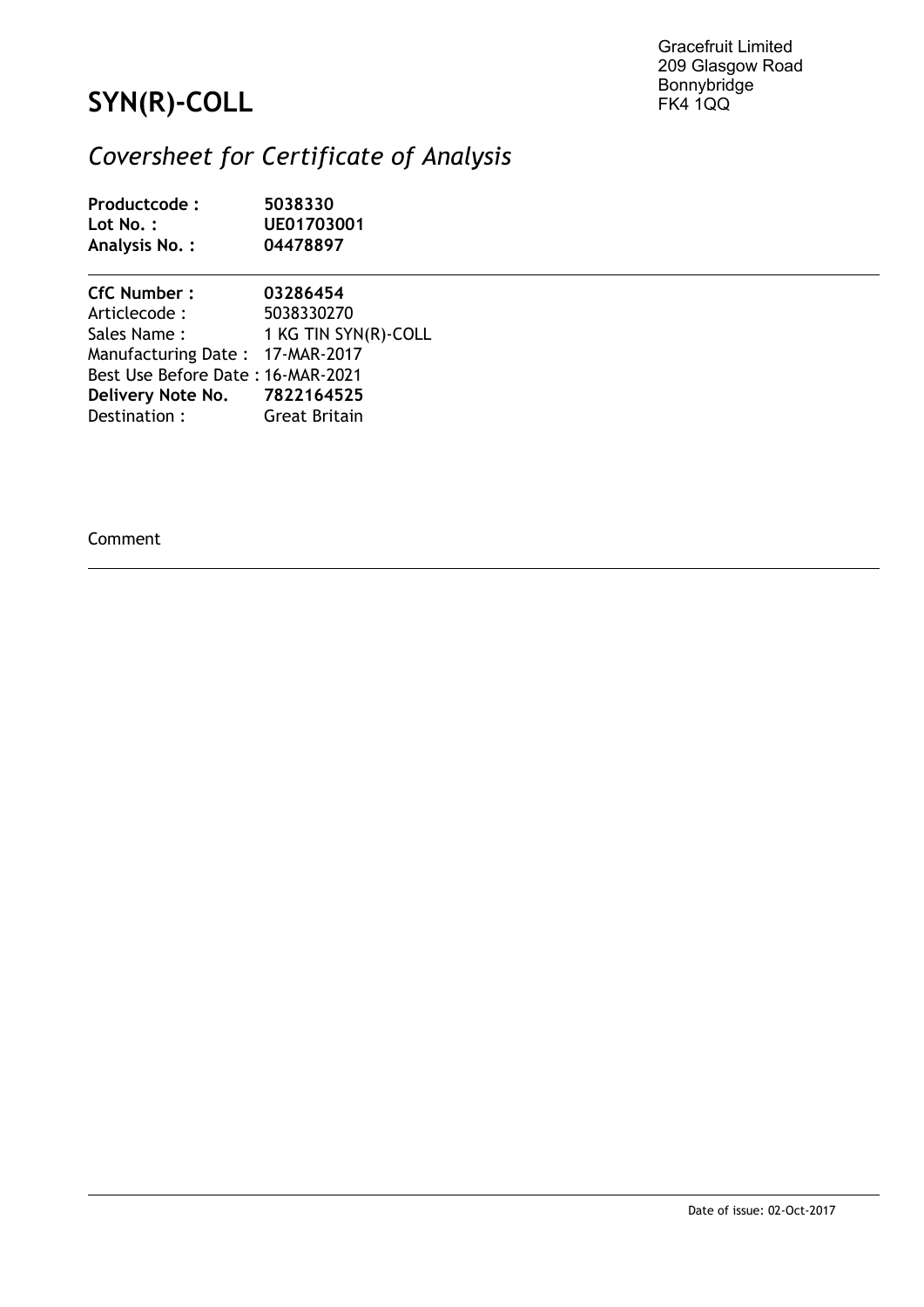Gracefruit Limited
209 Glasgow Road
Bonnybridge
FK4 1QQ

# SYN(R)-COLL

## *Coversheet for Certificate of Analysis*

**Productcode :** **5038330**
**Lot No. :** **UE01703001**
**Analysis No. :** **04478897**

---

**CfC Number :** **03286454**
Articlecode : 5038330270
Sales Name : 1 KG TIN SYN(R)-COLL
Manufacturing Date : 17-MAR-2017
Best Use Before Date : 16-MAR-2021
**Delivery Note No.** **7822164525**
Destination : Great Britain

Comment

---

---

Date of issue: 02-Oct-2017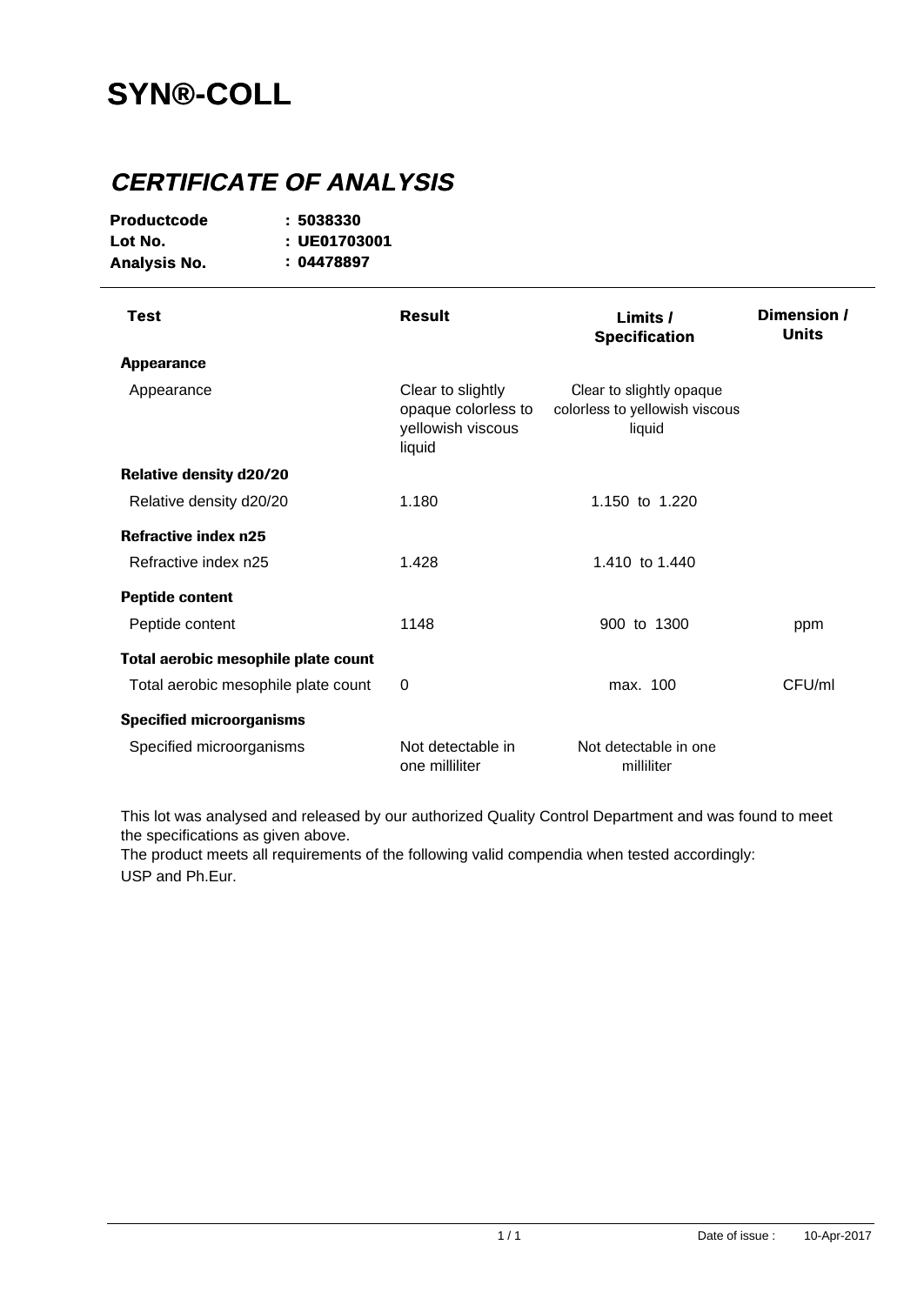# SYN®-COLL

## *CERTIFICATE OF ANALYSIS*

**Productcode** : **5038330**
**Lot No.** : **UE01703001**
**Analysis No.** : **04478897**

| Test | Result | Limits / Specification | Dimension / Units |
|---|---|---|---|
| **Appearance** | | | |
| Appearance | Clear to slightly opaque colorless to yellowish viscous liquid | Clear to slightly opaque colorless to yellowish viscous liquid | |
| **Relative density d20/20** | | | |
| Relative density d20/20 | 1.180 | 1.150 to 1.220 | |
| **Refractive index n25** | | | |
| Refractive index n25 | 1.428 | 1.410 to 1.440 | |
| **Peptide content** | | | |
| Peptide content | 1148 | 900 to 1300 | ppm |
| **Total aerobic mesophile plate count** | | | |
| Total aerobic mesophile plate count | 0 | max. 100 | CFU/ml |
| **Specified microorganisms** | | | |
| Specified microorganisms | Not detectable in one milliliter | Not detectable in one milliliter | |

This lot was analysed and released by our authorized Quality Control Department and was found to meet the specifications as given above.
The product meets all requirements of the following valid compendia when tested accordingly:
USP and Ph.Eur.

Date of issue : 10-Apr-2017